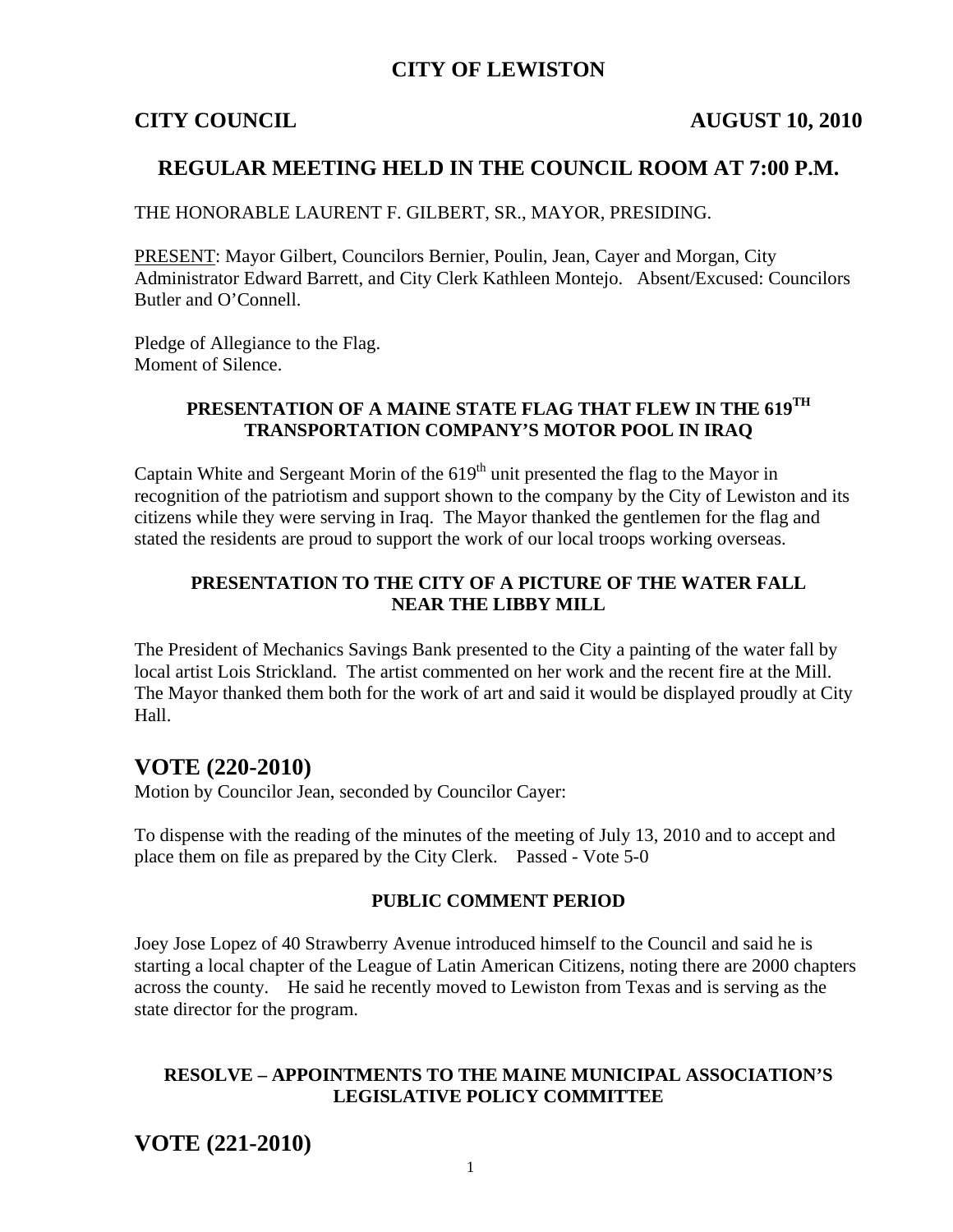# CITY OF LEWISTON

**CITY COUNCIL** **AUGUST 10, 2010**

## REGULAR MEETING HELD IN THE COUNCIL ROOM AT 7:00 P.M.

THE HONORABLE LAURENT F. GILBERT, SR., MAYOR, PRESIDING.

PRESENT: Mayor Gilbert, Councilors Bernier, Poulin, Jean, Cayer and Morgan, City Administrator Edward Barrett, and City Clerk Kathleen Montejo. Absent/Excused: Councilors Butler and O'Connell.

Pledge of Allegiance to the Flag.
Moment of Silence.

### PRESENTATION OF A MAINE STATE FLAG THAT FLEW IN THE 619TH TRANSPORTATION COMPANY'S MOTOR POOL IN IRAQ

Captain White and Sergeant Morin of the 619th unit presented the flag to the Mayor in recognition of the patriotism and support shown to the company by the City of Lewiston and its citizens while they were serving in Iraq. The Mayor thanked the gentlemen for the flag and stated the residents are proud to support the work of our local troops working overseas.

### PRESENTATION TO THE CITY OF A PICTURE OF THE WATER FALL NEAR THE LIBBY MILL

The President of Mechanics Savings Bank presented to the City a painting of the water fall by local artist Lois Strickland. The artist commented on her work and the recent fire at the Mill. The Mayor thanked them both for the work of art and said it would be displayed proudly at City Hall.

## VOTE (220-2010)

Motion by Councilor Jean, seconded by Councilor Cayer:

To dispense with the reading of the minutes of the meeting of July 13, 2010 and to accept and place them on file as prepared by the City Clerk. Passed - Vote 5-0

### PUBLIC COMMENT PERIOD

Joey Jose Lopez of 40 Strawberry Avenue introduced himself to the Council and said he is starting a local chapter of the League of Latin American Citizens, noting there are 2000 chapters across the county. He said he recently moved to Lewiston from Texas and is serving as the state director for the program.

### RESOLVE – APPOINTMENTS TO THE MAINE MUNICIPAL ASSOCIATION'S LEGISLATIVE POLICY COMMITTEE

## VOTE (221-2010)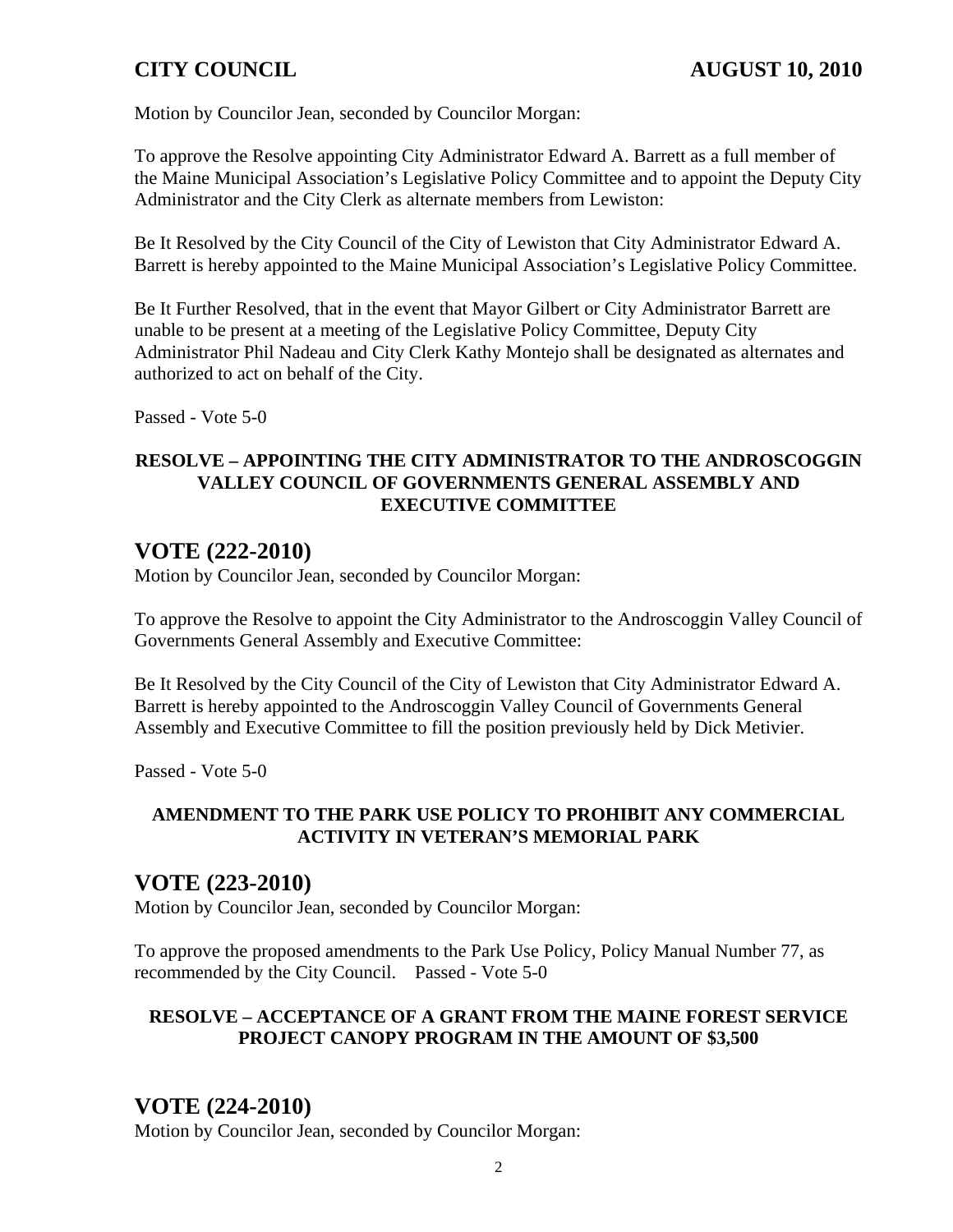Motion by Councilor Jean, seconded by Councilor Morgan:

To approve the Resolve appointing City Administrator Edward A. Barrett as a full member of the Maine Municipal Association's Legislative Policy Committee and to appoint the Deputy City Administrator and the City Clerk as alternate members from Lewiston:

Be It Resolved by the City Council of the City of Lewiston that City Administrator Edward A. Barrett is hereby appointed to the Maine Municipal Association's Legislative Policy Committee.

Be It Further Resolved, that in the event that Mayor Gilbert or City Administrator Barrett are unable to be present at a meeting of the Legislative Policy Committee, Deputy City Administrator Phil Nadeau and City Clerk Kathy Montejo shall be designated as alternates and authorized to act on behalf of the City.

Passed - Vote 5-0

**RESOLVE – APPOINTING THE CITY ADMINISTRATOR TO THE ANDROSCOGGIN VALLEY COUNCIL OF GOVERNMENTS GENERAL ASSEMBLY AND EXECUTIVE COMMITTEE**

## VOTE (222-2010)

Motion by Councilor Jean, seconded by Councilor Morgan:

To approve the Resolve to appoint the City Administrator to the Androscoggin Valley Council of Governments General Assembly and Executive Committee:

Be It Resolved by the City Council of the City of Lewiston that City Administrator Edward A. Barrett is hereby appointed to the Androscoggin Valley Council of Governments General Assembly and Executive Committee to fill the position previously held by Dick Metivier.

Passed - Vote 5-0

**AMENDMENT TO THE PARK USE POLICY TO PROHIBIT ANY COMMERCIAL ACTIVITY IN VETERAN'S MEMORIAL PARK**

## VOTE (223-2010)

Motion by Councilor Jean, seconded by Councilor Morgan:

To approve the proposed amendments to the Park Use Policy, Policy Manual Number 77, as recommended by the City Council. Passed - Vote 5-0

**RESOLVE – ACCEPTANCE OF A GRANT FROM THE MAINE FOREST SERVICE PROJECT CANOPY PROGRAM IN THE AMOUNT OF $3,500**

## VOTE (224-2010)

Motion by Councilor Jean, seconded by Councilor Morgan: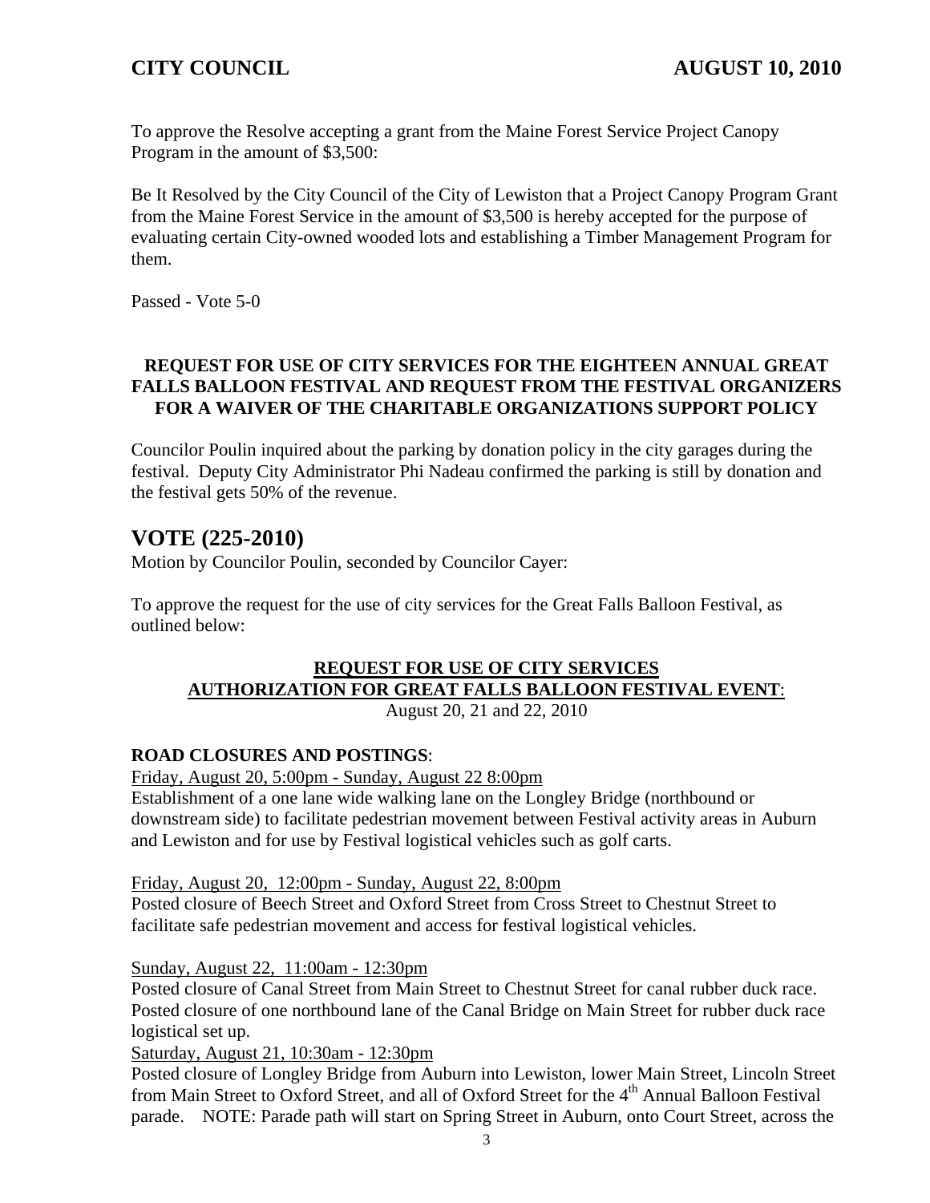To approve the Resolve accepting a grant from the Maine Forest Service Project Canopy Program in the amount of $3,500:

Be It Resolved by the City Council of the City of Lewiston that a Project Canopy Program Grant from the Maine Forest Service in the amount of $3,500 is hereby accepted for the purpose of evaluating certain City-owned wooded lots and establishing a Timber Management Program for them.

Passed - Vote 5-0

### REQUEST FOR USE OF CITY SERVICES FOR THE EIGHTEEN ANNUAL GREAT FALLS BALLOON FESTIVAL AND REQUEST FROM THE FESTIVAL ORGANIZERS FOR A WAIVER OF THE CHARITABLE ORGANIZATIONS SUPPORT POLICY

Councilor Poulin inquired about the parking by donation policy in the city garages during the festival. Deputy City Administrator Phi Nadeau confirmed the parking is still by donation and the festival gets 50% of the revenue.

## VOTE (225-2010)

Motion by Councilor Poulin, seconded by Councilor Cayer:

To approve the request for the use of city services for the Great Falls Balloon Festival, as outlined below:

**REQUEST FOR USE OF CITY SERVICES**
**AUTHORIZATION FOR GREAT FALLS BALLOON FESTIVAL EVENT**:
August 20, 21 and 22, 2010

**ROAD CLOSURES AND POSTINGS**:

Friday, August 20, 5:00pm - Sunday, August 22 8:00pm
Establishment of a one lane wide walking lane on the Longley Bridge (northbound or downstream side) to facilitate pedestrian movement between Festival activity areas in Auburn and Lewiston and for use by Festival logistical vehicles such as golf carts.

Friday, August 20, 12:00pm - Sunday, August 22, 8:00pm
Posted closure of Beech Street and Oxford Street from Cross Street to Chestnut Street to facilitate safe pedestrian movement and access for festival logistical vehicles.

Sunday, August 22, 11:00am - 12:30pm
Posted closure of Canal Street from Main Street to Chestnut Street for canal rubber duck race. Posted closure of one northbound lane of the Canal Bridge on Main Street for rubber duck race logistical set up.

Saturday, August 21, 10:30am - 12:30pm
Posted closure of Longley Bridge from Auburn into Lewiston, lower Main Street, Lincoln Street from Main Street to Oxford Street, and all of Oxford Street for the 4th Annual Balloon Festival parade. NOTE: Parade path will start on Spring Street in Auburn, onto Court Street, across the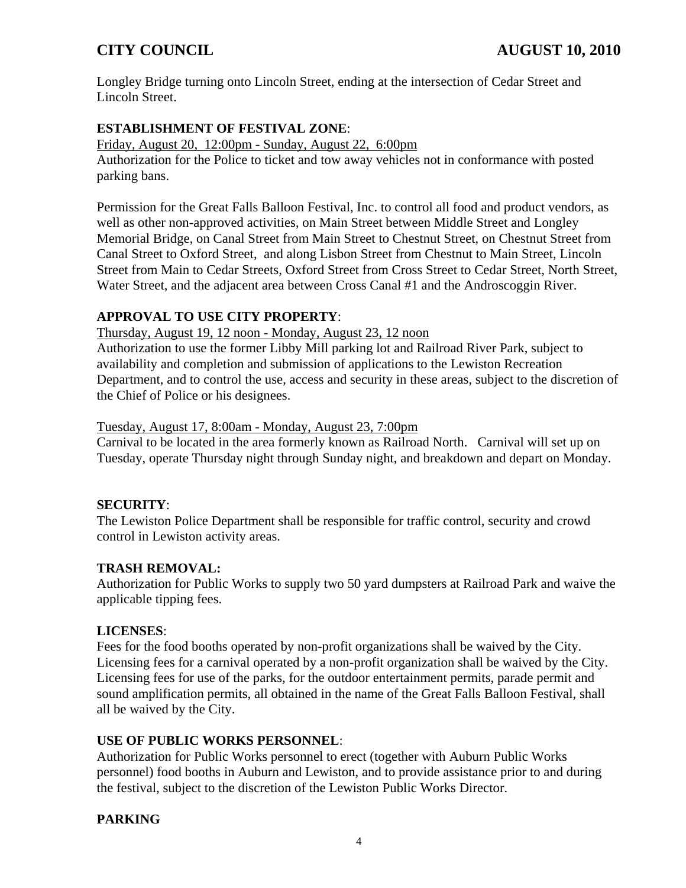Longley Bridge turning onto Lincoln Street, ending at the intersection of Cedar Street and Lincoln Street.

**ESTABLISHMENT OF FESTIVAL ZONE**:

Friday, August 20, 12:00pm - Sunday, August 22, 6:00pm

Authorization for the Police to ticket and tow away vehicles not in conformance with posted parking bans.

Permission for the Great Falls Balloon Festival, Inc. to control all food and product vendors, as well as other non-approved activities, on Main Street between Middle Street and Longley Memorial Bridge, on Canal Street from Main Street to Chestnut Street, on Chestnut Street from Canal Street to Oxford Street, and along Lisbon Street from Chestnut to Main Street, Lincoln Street from Main to Cedar Streets, Oxford Street from Cross Street to Cedar Street, North Street, Water Street, and the adjacent area between Cross Canal #1 and the Androscoggin River.

**APPROVAL TO USE CITY PROPERTY**:

Thursday, August 19, 12 noon - Monday, August 23, 12 noon

Authorization to use the former Libby Mill parking lot and Railroad River Park, subject to availability and completion and submission of applications to the Lewiston Recreation Department, and to control the use, access and security in these areas, subject to the discretion of the Chief of Police or his designees.

Tuesday, August 17, 8:00am - Monday, August 23, 7:00pm

Carnival to be located in the area formerly known as Railroad North. Carnival will set up on Tuesday, operate Thursday night through Sunday night, and breakdown and depart on Monday.

**SECURITY**:

The Lewiston Police Department shall be responsible for traffic control, security and crowd control in Lewiston activity areas.

**TRASH REMOVAL:**

Authorization for Public Works to supply two 50 yard dumpsters at Railroad Park and waive the applicable tipping fees.

**LICENSES**:

Fees for the food booths operated by non-profit organizations shall be waived by the City. Licensing fees for a carnival operated by a non-profit organization shall be waived by the City. Licensing fees for use of the parks, for the outdoor entertainment permits, parade permit and sound amplification permits, all obtained in the name of the Great Falls Balloon Festival, shall all be waived by the City.

**USE OF PUBLIC WORKS PERSONNEL**:

Authorization for Public Works personnel to erect (together with Auburn Public Works personnel) food booths in Auburn and Lewiston, and to provide assistance prior to and during the festival, subject to the discretion of the Lewiston Public Works Director.

**PARKING**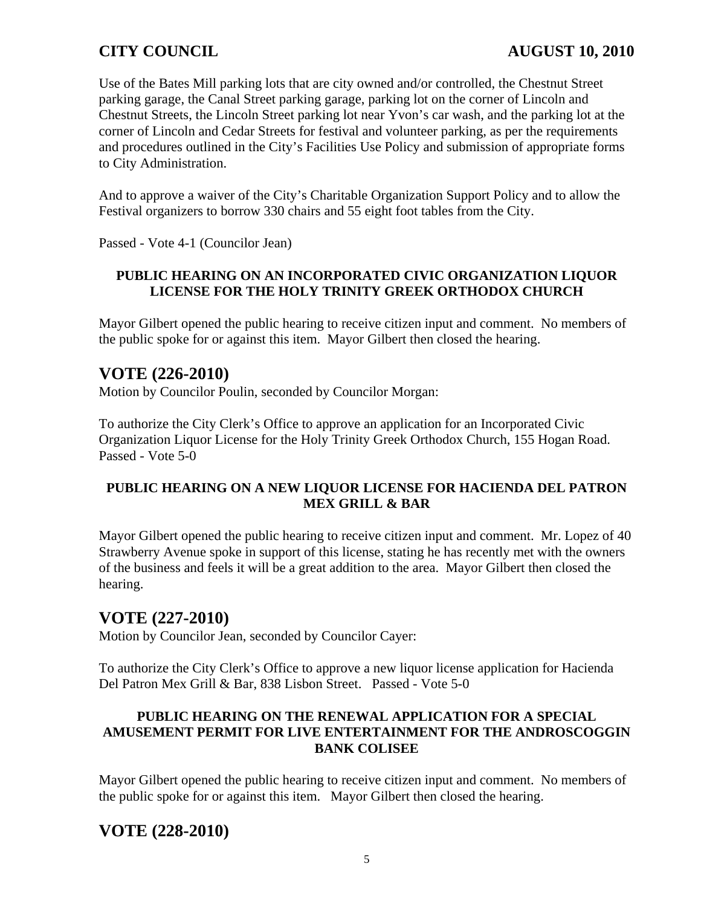Use of the Bates Mill parking lots that are city owned and/or controlled, the Chestnut Street parking garage, the Canal Street parking garage, parking lot on the corner of Lincoln and Chestnut Streets, the Lincoln Street parking lot near Yvon's car wash, and the parking lot at the corner of Lincoln and Cedar Streets for festival and volunteer parking, as per the requirements and procedures outlined in the City's Facilities Use Policy and submission of appropriate forms to City Administration.

And to approve a waiver of the City's Charitable Organization Support Policy and to allow the Festival organizers to borrow 330 chairs and 55 eight foot tables from the City.

Passed - Vote 4-1 (Councilor Jean)

**PUBLIC HEARING ON AN INCORPORATED CIVIC ORGANIZATION LIQUOR LICENSE FOR THE HOLY TRINITY GREEK ORTHODOX CHURCH**

Mayor Gilbert opened the public hearing to receive citizen input and comment. No members of the public spoke for or against this item. Mayor Gilbert then closed the hearing.

## VOTE (226-2010)

Motion by Councilor Poulin, seconded by Councilor Morgan:

To authorize the City Clerk's Office to approve an application for an Incorporated Civic Organization Liquor License for the Holy Trinity Greek Orthodox Church, 155 Hogan Road. Passed - Vote 5-0

**PUBLIC HEARING ON A NEW LIQUOR LICENSE FOR HACIENDA DEL PATRON MEX GRILL & BAR**

Mayor Gilbert opened the public hearing to receive citizen input and comment. Mr. Lopez of 40 Strawberry Avenue spoke in support of this license, stating he has recently met with the owners of the business and feels it will be a great addition to the area. Mayor Gilbert then closed the hearing.

## VOTE (227-2010)

Motion by Councilor Jean, seconded by Councilor Cayer:

To authorize the City Clerk's Office to approve a new liquor license application for Hacienda Del Patron Mex Grill & Bar, 838 Lisbon Street. Passed - Vote 5-0

**PUBLIC HEARING ON THE RENEWAL APPLICATION FOR A SPECIAL AMUSEMENT PERMIT FOR LIVE ENTERTAINMENT FOR THE ANDROSCOGGIN BANK COLISEE**

Mayor Gilbert opened the public hearing to receive citizen input and comment. No members of the public spoke for or against this item. Mayor Gilbert then closed the hearing.

## VOTE (228-2010)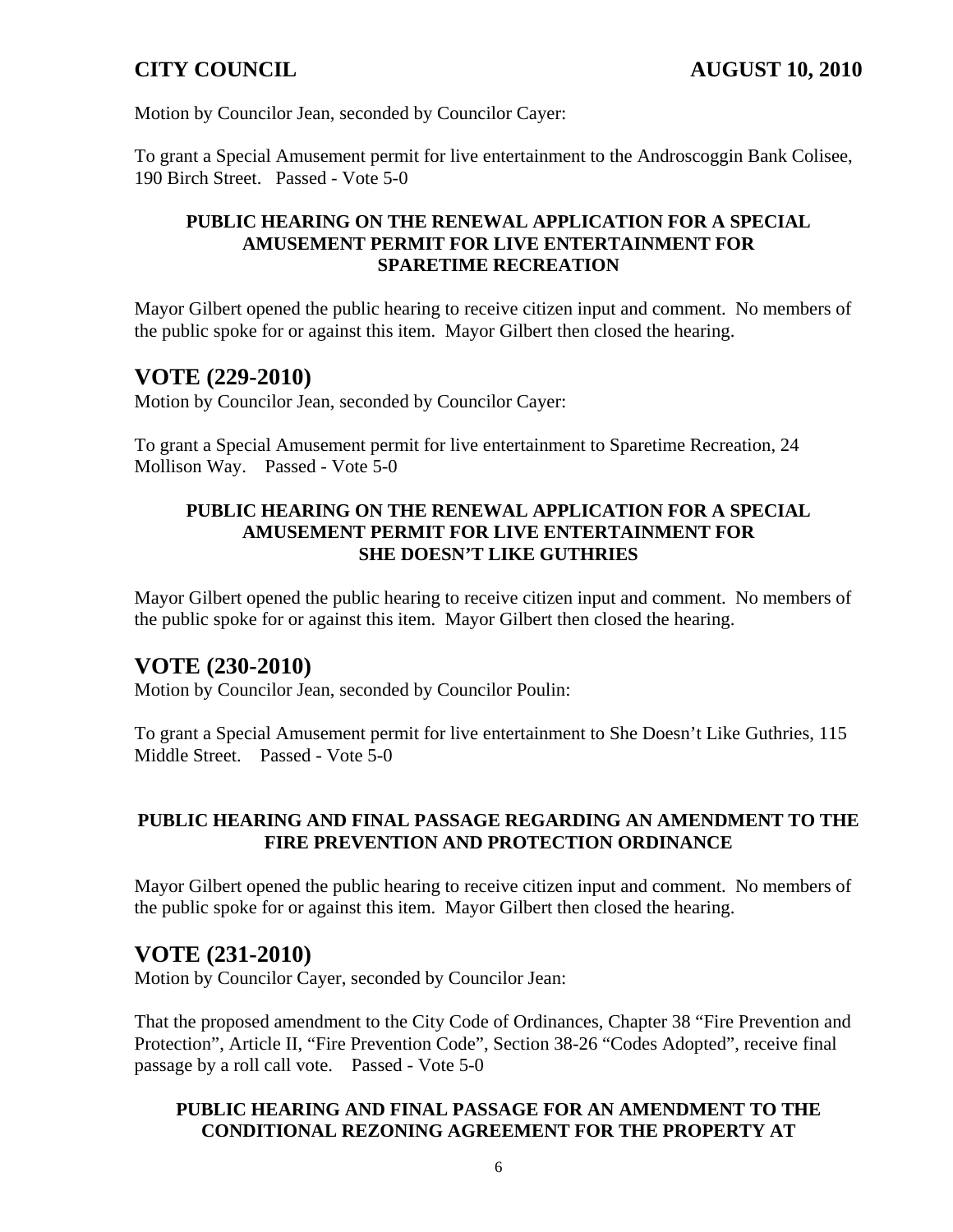Motion by Councilor Jean, seconded by Councilor Cayer:

To grant a Special Amusement permit for live entertainment to the Androscoggin Bank Colisee, 190 Birch Street. Passed - Vote 5-0

**PUBLIC HEARING ON THE RENEWAL APPLICATION FOR A SPECIAL AMUSEMENT PERMIT FOR LIVE ENTERTAINMENT FOR SPARETIME RECREATION**

Mayor Gilbert opened the public hearing to receive citizen input and comment. No members of the public spoke for or against this item. Mayor Gilbert then closed the hearing.

## VOTE (229-2010)

Motion by Councilor Jean, seconded by Councilor Cayer:

To grant a Special Amusement permit for live entertainment to Sparetime Recreation, 24 Mollison Way. Passed - Vote 5-0

**PUBLIC HEARING ON THE RENEWAL APPLICATION FOR A SPECIAL AMUSEMENT PERMIT FOR LIVE ENTERTAINMENT FOR SHE DOESN'T LIKE GUTHRIES**

Mayor Gilbert opened the public hearing to receive citizen input and comment. No members of the public spoke for or against this item. Mayor Gilbert then closed the hearing.

## VOTE (230-2010)

Motion by Councilor Jean, seconded by Councilor Poulin:

To grant a Special Amusement permit for live entertainment to She Doesn't Like Guthries, 115 Middle Street. Passed - Vote 5-0

**PUBLIC HEARING AND FINAL PASSAGE REGARDING AN AMENDMENT TO THE FIRE PREVENTION AND PROTECTION ORDINANCE**

Mayor Gilbert opened the public hearing to receive citizen input and comment. No members of the public spoke for or against this item. Mayor Gilbert then closed the hearing.

## VOTE (231-2010)

Motion by Councilor Cayer, seconded by Councilor Jean:

That the proposed amendment to the City Code of Ordinances, Chapter 38 "Fire Prevention and Protection", Article II, "Fire Prevention Code", Section 38-26 "Codes Adopted", receive final passage by a roll call vote. Passed - Vote 5-0

**PUBLIC HEARING AND FINAL PASSAGE FOR AN AMENDMENT TO THE CONDITIONAL REZONING AGREEMENT FOR THE PROPERTY AT**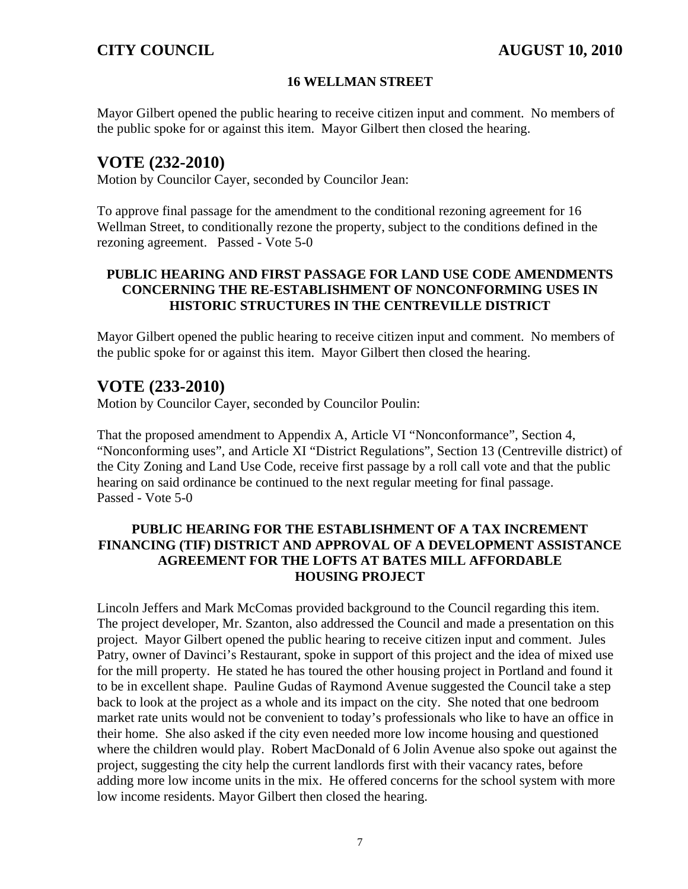### 16 WELLMAN STREET

Mayor Gilbert opened the public hearing to receive citizen input and comment. No members of the public spoke for or against this item. Mayor Gilbert then closed the hearing.

## VOTE (232-2010)

Motion by Councilor Cayer, seconded by Councilor Jean:

To approve final passage for the amendment to the conditional rezoning agreement for 16 Wellman Street, to conditionally rezone the property, subject to the conditions defined in the rezoning agreement. Passed - Vote 5-0

### PUBLIC HEARING AND FIRST PASSAGE FOR LAND USE CODE AMENDMENTS CONCERNING THE RE-ESTABLISHMENT OF NONCONFORMING USES IN HISTORIC STRUCTURES IN THE CENTREVILLE DISTRICT

Mayor Gilbert opened the public hearing to receive citizen input and comment. No members of the public spoke for or against this item. Mayor Gilbert then closed the hearing.

## VOTE (233-2010)

Motion by Councilor Cayer, seconded by Councilor Poulin:

That the proposed amendment to Appendix A, Article VI "Nonconformance", Section 4, "Nonconforming uses", and Article XI "District Regulations", Section 13 (Centreville district) of the City Zoning and Land Use Code, receive first passage by a roll call vote and that the public hearing on said ordinance be continued to the next regular meeting for final passage.
Passed - Vote 5-0

### PUBLIC HEARING FOR THE ESTABLISHMENT OF A TAX INCREMENT FINANCING (TIF) DISTRICT AND APPROVAL OF A DEVELOPMENT ASSISTANCE AGREEMENT FOR THE LOFTS AT BATES MILL AFFORDABLE HOUSING PROJECT

Lincoln Jeffers and Mark McComas provided background to the Council regarding this item. The project developer, Mr. Szanton, also addressed the Council and made a presentation on this project. Mayor Gilbert opened the public hearing to receive citizen input and comment. Jules Patry, owner of Davinci's Restaurant, spoke in support of this project and the idea of mixed use for the mill property. He stated he has toured the other housing project in Portland and found it to be in excellent shape. Pauline Gudas of Raymond Avenue suggested the Council take a step back to look at the project as a whole and its impact on the city. She noted that one bedroom market rate units would not be convenient to today's professionals who like to have an office in their home. She also asked if the city even needed more low income housing and questioned where the children would play. Robert MacDonald of 6 Jolin Avenue also spoke out against the project, suggesting the city help the current landlords first with their vacancy rates, before adding more low income units in the mix. He offered concerns for the school system with more low income residents. Mayor Gilbert then closed the hearing.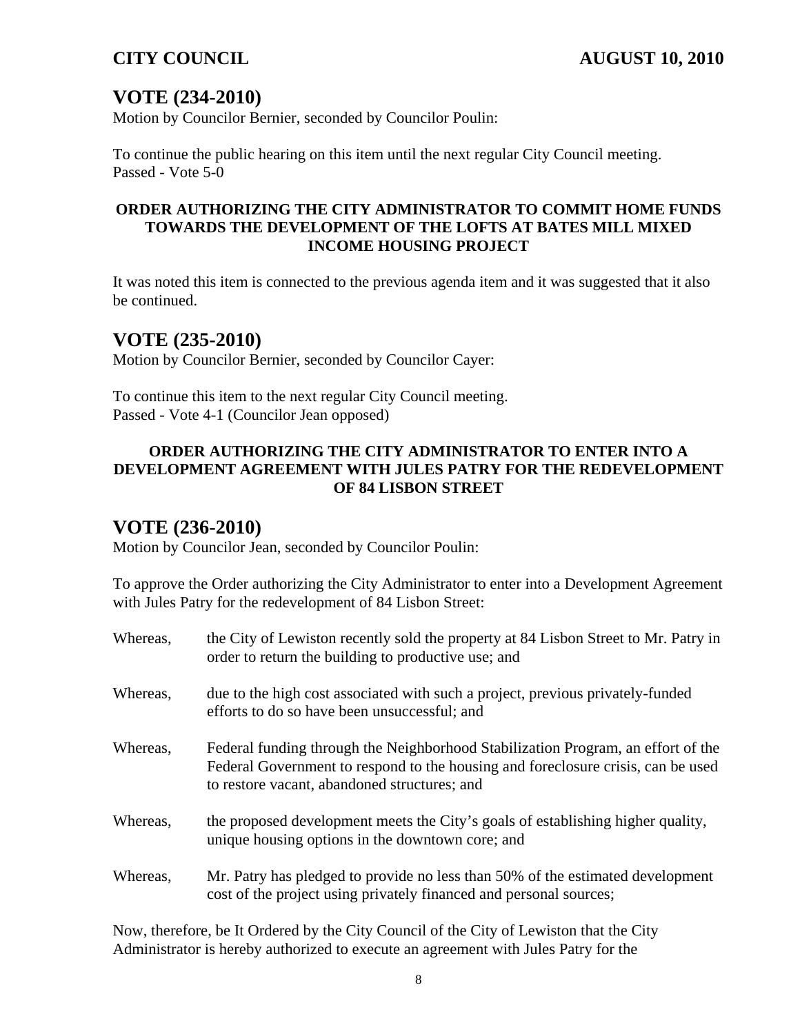## VOTE (234-2010)

Motion by Councilor Bernier, seconded by Councilor Poulin:

To continue the public hearing on this item until the next regular City Council meeting.
Passed - Vote 5-0

**ORDER AUTHORIZING THE CITY ADMINISTRATOR TO COMMIT HOME FUNDS TOWARDS THE DEVELOPMENT OF THE LOFTS AT BATES MILL MIXED INCOME HOUSING PROJECT**

It was noted this item is connected to the previous agenda item and it was suggested that it also be continued.

## VOTE (235-2010)

Motion by Councilor Bernier, seconded by Councilor Cayer:

To continue this item to the next regular City Council meeting.
Passed - Vote 4-1 (Councilor Jean opposed)

**ORDER AUTHORIZING THE CITY ADMINISTRATOR TO ENTER INTO A DEVELOPMENT AGREEMENT WITH JULES PATRY FOR THE REDEVELOPMENT OF 84 LISBON STREET**

## VOTE (236-2010)

Motion by Councilor Jean, seconded by Councilor Poulin:

To approve the Order authorizing the City Administrator to enter into a Development Agreement with Jules Patry for the redevelopment of 84 Lisbon Street:

Whereas, the City of Lewiston recently sold the property at 84 Lisbon Street to Mr. Patry in order to return the building to productive use; and

Whereas, due to the high cost associated with such a project, previous privately-funded efforts to do so have been unsuccessful; and

Whereas, Federal funding through the Neighborhood Stabilization Program, an effort of the Federal Government to respond to the housing and foreclosure crisis, can be used to restore vacant, abandoned structures; and

Whereas, the proposed development meets the City's goals of establishing higher quality, unique housing options in the downtown core; and

Whereas, Mr. Patry has pledged to provide no less than 50% of the estimated development cost of the project using privately financed and personal sources;

Now, therefore, be It Ordered by the City Council of the City of Lewiston that the City Administrator is hereby authorized to execute an agreement with Jules Patry for the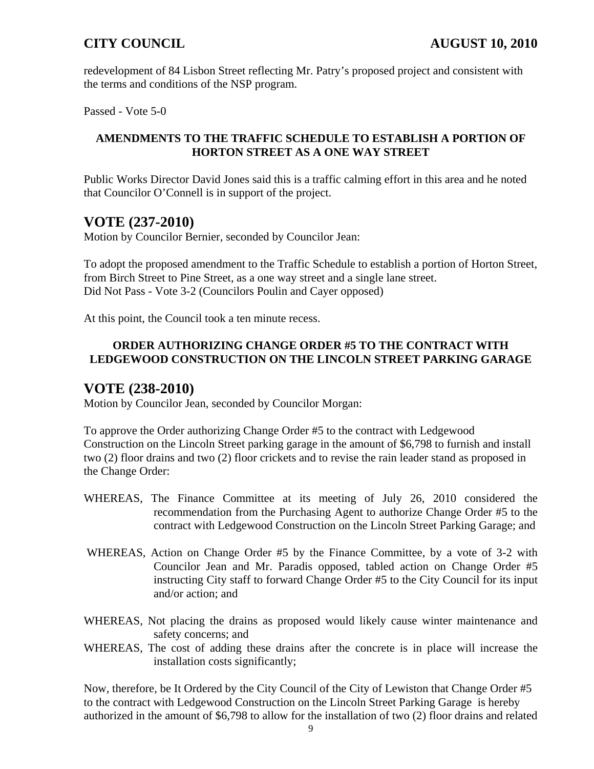redevelopment of 84 Lisbon Street reflecting Mr. Patry's proposed project and consistent with the terms and conditions of the NSP program.

Passed - Vote 5-0

**AMENDMENTS TO THE TRAFFIC SCHEDULE TO ESTABLISH A PORTION OF HORTON STREET AS A ONE WAY STREET**

Public Works Director David Jones said this is a traffic calming effort in this area and he noted that Councilor O'Connell is in support of the project.

## VOTE (237-2010)

Motion by Councilor Bernier, seconded by Councilor Jean:

To adopt the proposed amendment to the Traffic Schedule to establish a portion of Horton Street, from Birch Street to Pine Street, as a one way street and a single lane street.
Did Not Pass - Vote 3-2 (Councilors Poulin and Cayer opposed)

At this point, the Council took a ten minute recess.

**ORDER AUTHORIZING CHANGE ORDER #5 TO THE CONTRACT WITH LEDGEWOOD CONSTRUCTION ON THE LINCOLN STREET PARKING GARAGE**

## VOTE (238-2010)

Motion by Councilor Jean, seconded by Councilor Morgan:

To approve the Order authorizing Change Order #5 to the contract with Ledgewood Construction on the Lincoln Street parking garage in the amount of $6,798 to furnish and install two (2) floor drains and two (2) floor crickets and to revise the rain leader stand as proposed in the Change Order:

WHEREAS, The Finance Committee at its meeting of July 26, 2010 considered the recommendation from the Purchasing Agent to authorize Change Order #5 to the contract with Ledgewood Construction on the Lincoln Street Parking Garage; and

WHEREAS, Action on Change Order #5 by the Finance Committee, by a vote of 3-2 with Councilor Jean and Mr. Paradis opposed, tabled action on Change Order #5 instructing City staff to forward Change Order #5 to the City Council for its input and/or action; and

WHEREAS, Not placing the drains as proposed would likely cause winter maintenance and safety concerns; and

WHEREAS, The cost of adding these drains after the concrete is in place will increase the installation costs significantly;

Now, therefore, be It Ordered by the City Council of the City of Lewiston that Change Order #5 to the contract with Ledgewood Construction on the Lincoln Street Parking Garage is hereby authorized in the amount of $6,798 to allow for the installation of two (2) floor drains and related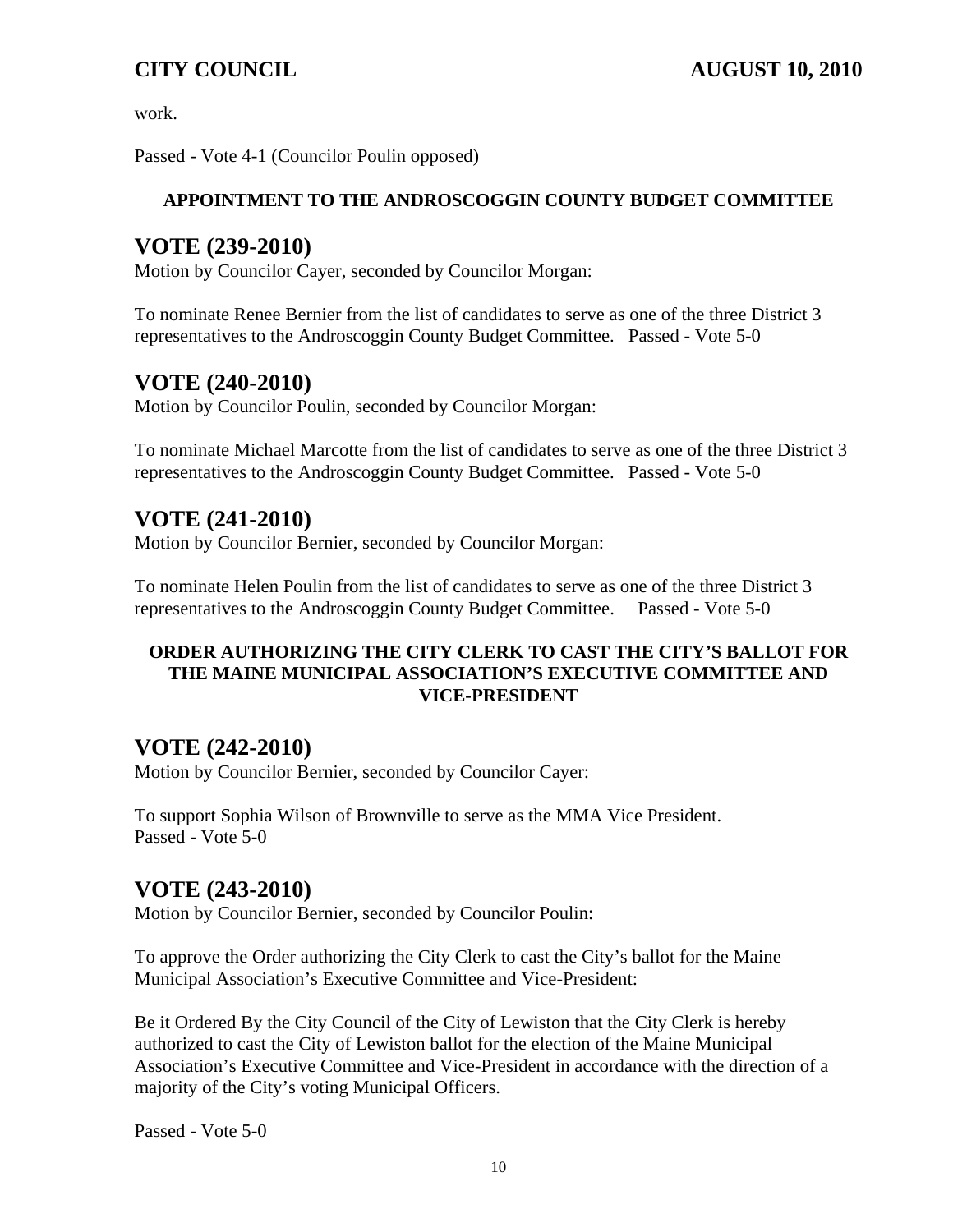work.

Passed - Vote 4-1 (Councilor Poulin opposed)

**APPOINTMENT TO THE ANDROSCOGGIN COUNTY BUDGET COMMITTEE**

## VOTE (239-2010)

Motion by Councilor Cayer, seconded by Councilor Morgan:

To nominate Renee Bernier from the list of candidates to serve as one of the three District 3 representatives to the Androscoggin County Budget Committee. Passed - Vote 5-0

## VOTE (240-2010)

Motion by Councilor Poulin, seconded by Councilor Morgan:

To nominate Michael Marcotte from the list of candidates to serve as one of the three District 3 representatives to the Androscoggin County Budget Committee. Passed - Vote 5-0

## VOTE (241-2010)

Motion by Councilor Bernier, seconded by Councilor Morgan:

To nominate Helen Poulin from the list of candidates to serve as one of the three District 3 representatives to the Androscoggin County Budget Committee. Passed - Vote 5-0

**ORDER AUTHORIZING THE CITY CLERK TO CAST THE CITY'S BALLOT FOR THE MAINE MUNICIPAL ASSOCIATION'S EXECUTIVE COMMITTEE AND VICE-PRESIDENT**

## VOTE (242-2010)

Motion by Councilor Bernier, seconded by Councilor Cayer:

To support Sophia Wilson of Brownville to serve as the MMA Vice President.
Passed - Vote 5-0

## VOTE (243-2010)

Motion by Councilor Bernier, seconded by Councilor Poulin:

To approve the Order authorizing the City Clerk to cast the City's ballot for the Maine Municipal Association's Executive Committee and Vice-President:

Be it Ordered By the City Council of the City of Lewiston that the City Clerk is hereby authorized to cast the City of Lewiston ballot for the election of the Maine Municipal Association's Executive Committee and Vice-President in accordance with the direction of a majority of the City's voting Municipal Officers.

Passed - Vote 5-0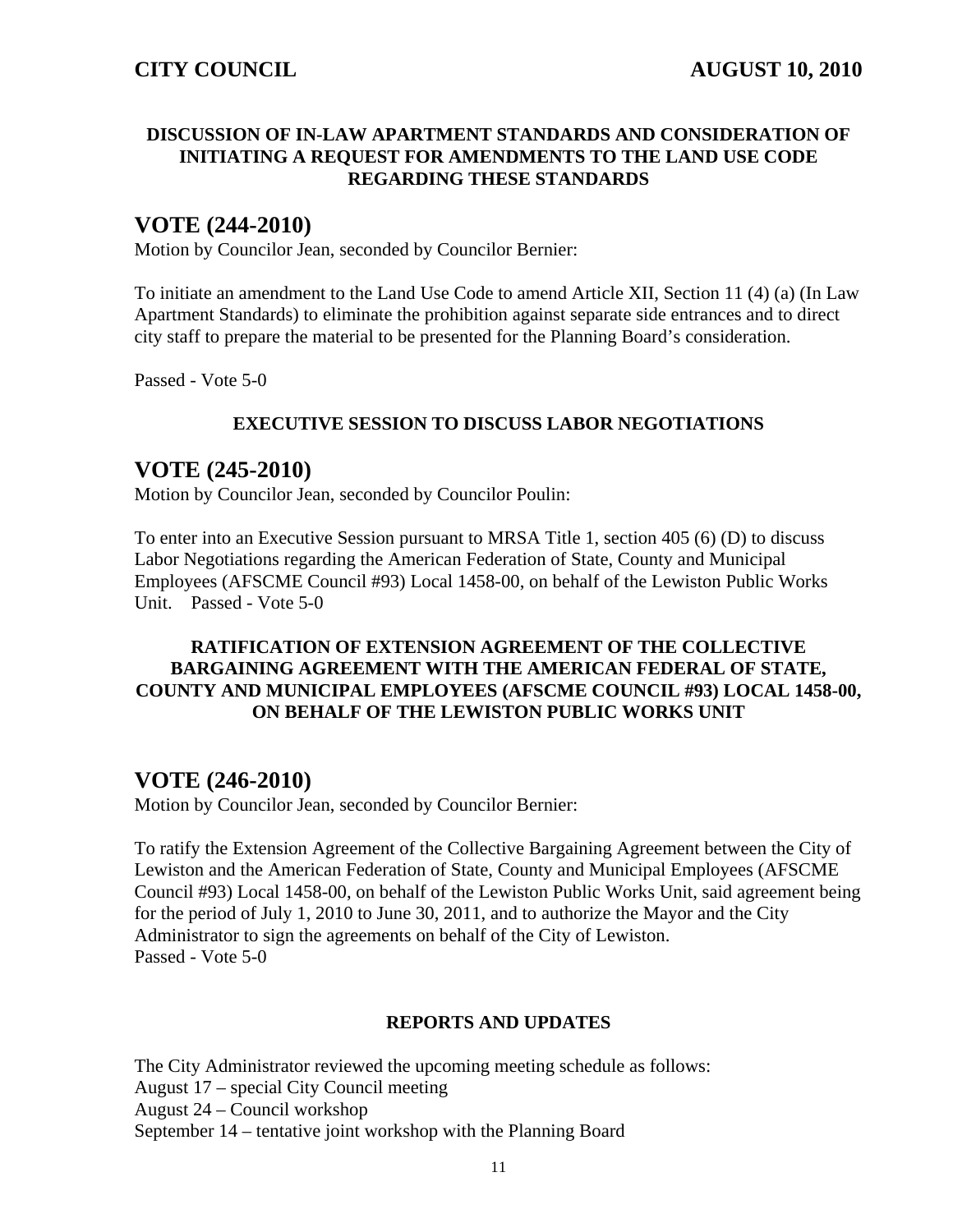**DISCUSSION OF IN-LAW APARTMENT STANDARDS AND CONSIDERATION OF INITIATING A REQUEST FOR AMENDMENTS TO THE LAND USE CODE REGARDING THESE STANDARDS**

## VOTE (244-2010)

Motion by Councilor Jean, seconded by Councilor Bernier:

To initiate an amendment to the Land Use Code to amend Article XII, Section 11 (4) (a) (In Law Apartment Standards) to eliminate the prohibition against separate side entrances and to direct city staff to prepare the material to be presented for the Planning Board's consideration.

Passed - Vote 5-0

**EXECUTIVE SESSION TO DISCUSS LABOR NEGOTIATIONS**

## VOTE (245-2010)

Motion by Councilor Jean, seconded by Councilor Poulin:

To enter into an Executive Session pursuant to MRSA Title 1, section 405 (6) (D) to discuss Labor Negotiations regarding the American Federation of State, County and Municipal Employees (AFSCME Council #93) Local 1458-00, on behalf of the Lewiston Public Works Unit. Passed - Vote 5-0

**RATIFICATION OF EXTENSION AGREEMENT OF THE COLLECTIVE BARGAINING AGREEMENT WITH THE AMERICAN FEDERAL OF STATE, COUNTY AND MUNICIPAL EMPLOYEES (AFSCME COUNCIL #93) LOCAL 1458-00, ON BEHALF OF THE LEWISTON PUBLIC WORKS UNIT**

## VOTE (246-2010)

Motion by Councilor Jean, seconded by Councilor Bernier:

To ratify the Extension Agreement of the Collective Bargaining Agreement between the City of Lewiston and the American Federation of State, County and Municipal Employees (AFSCME Council #93) Local 1458-00, on behalf of the Lewiston Public Works Unit, said agreement being for the period of July 1, 2010 to June 30, 2011, and to authorize the Mayor and the City Administrator to sign the agreements on behalf of the City of Lewiston.
Passed - Vote 5-0

**REPORTS AND UPDATES**

The City Administrator reviewed the upcoming meeting schedule as follows:
August 17 – special City Council meeting
August 24 – Council workshop
September 14 – tentative joint workshop with the Planning Board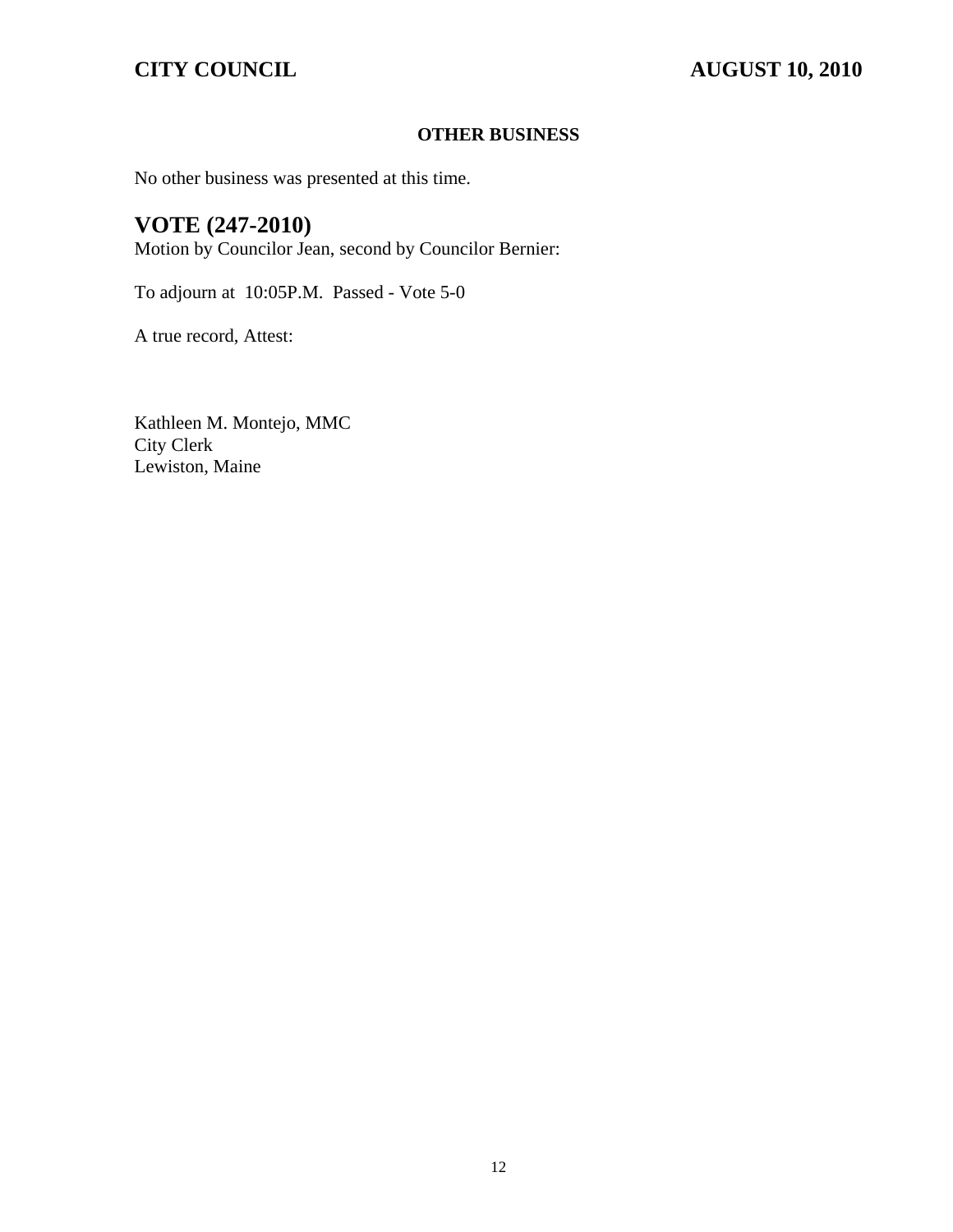### OTHER BUSINESS

No other business was presented at this time.

## VOTE (247-2010)

Motion by Councilor Jean, second by Councilor Bernier:

To adjourn at 10:05P.M. Passed - Vote 5-0

A true record, Attest:

Kathleen M. Montejo, MMC
City Clerk
Lewiston, Maine